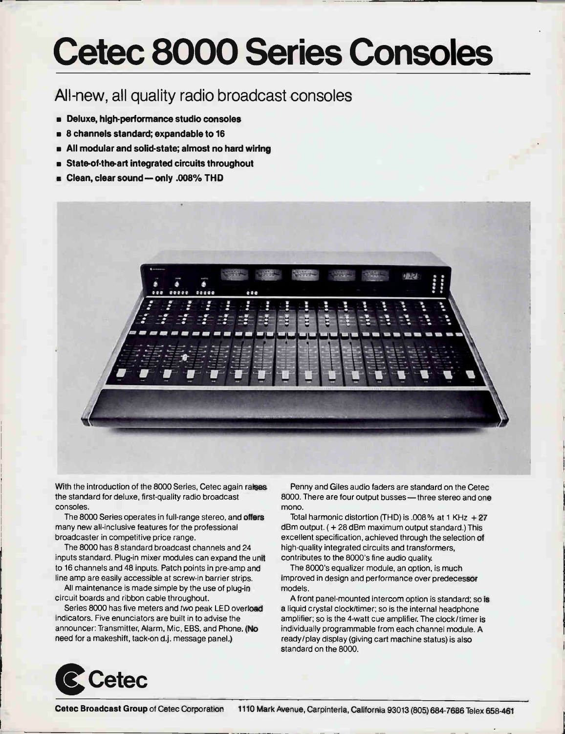# Cetec 8000 Series Consoles

## All-new, all quality radio broadcast consoles

- **Deluxe, high-performance studio consoles**
- **8 channels standard; expandable to 16**
- **All modular and solid-state; almost no hard wiring**
- **State-of-the-art integrated circuits throughout**
- **Clean, clear sound — only .008% THD**

With the introduction of the 8000 Series, Cetec again raises the standard for deluxe, first-quality radio broadcast consoles.

The 8000 Series operates in full-range stereo, and offers many new all-inclusive features for the professional broadcaster in competitive price range.

The 8000 has 8 standard broadcast channels and 24 inputs standard. Plug-in mixer modules can expand the unit to 16 channels and 48 inputs. Patch points in pre-amp and line amp are easily accessible at screw-in barrier strips.

All maintenance is made simple by the use of plug-in circuit boards and ribbon cable throughout.

Series 8000 has five meters and *two* peak LED overload indicators. Five enunciators are built in to advise the announcer: Transmitter, Alarm, Mic, EBS, and Phone. (No need for a makeshift, tack-on d.j. message panel.)

Penny and Giles audio faders are standard on the Cetec 8000. There are four output busses — three stereo and one mono.

Total harmonic distortion (THD) is .008% at 1 KHz + 27 dBm output. ( + 28 dBm maximum output standard.) This excellent specification, achieved through the selection of high-quality integrated circuits and transformers, contributes to the 8000's fine audio quality.

The 8000's equalizer module, an option, is much improved in design and performance over predecessor models.

A front panel-mounted intercom option is standard; so is a liquid crystal clock/timer; so is the internal headphone amplifier; so is the 4-watt cue amplifier. The clock/timer is individually programmable from each channel module. A ready/play display (giving cart machine status) is also standard on the 8000.

**Cetec**

**Cetec Broadcast Group** of Cetec Corporation 1110 Mark Avenue, Carpinteria, California 93013 (805) 684-7686 Telex 658-461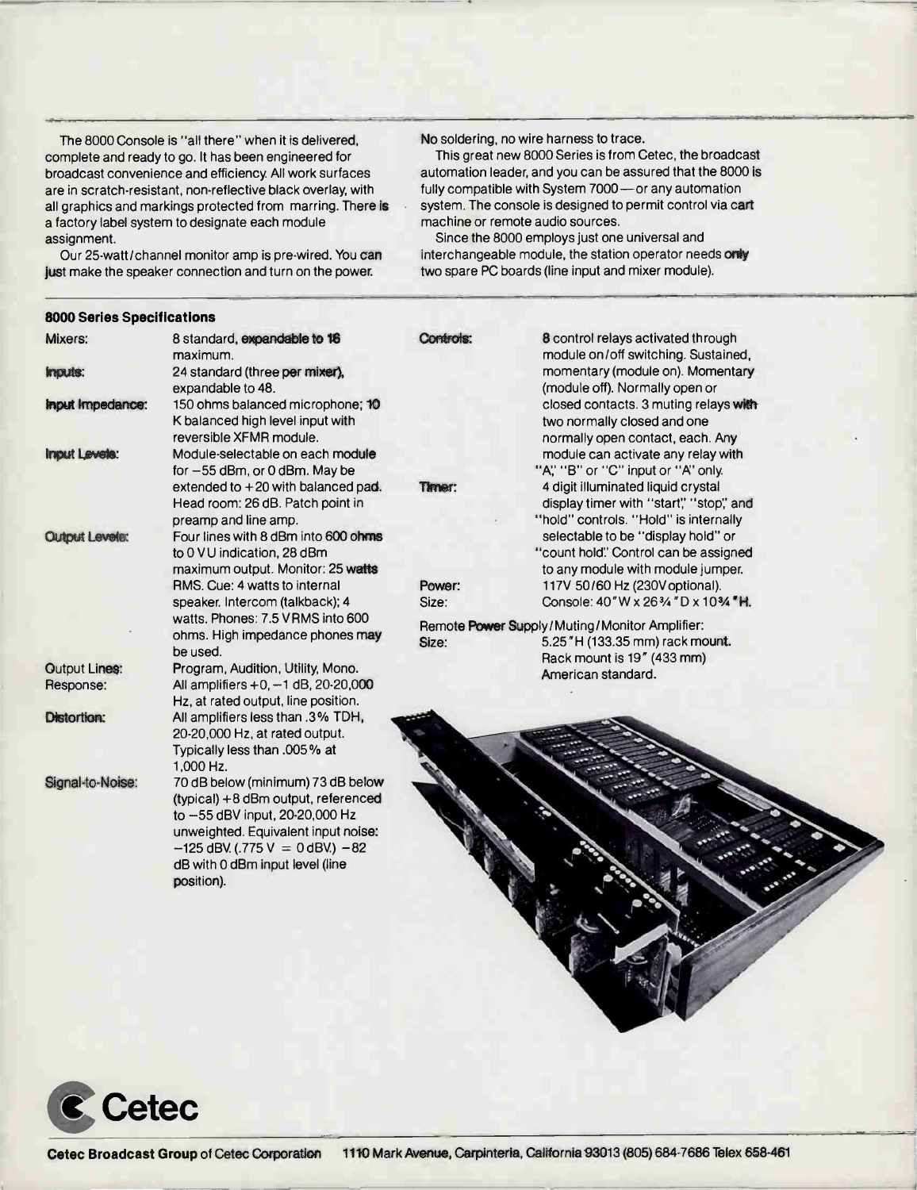The 8000 Console is "all there" when it is delivered, complete and ready to go. It has been engineered for broadcast convenience and efficiency. All work surfaces are in scratch-resistant, non-reflective black overlay, with all graphics and markings protected from marring. There is a factory label system to designate each module assignment.

Our 25-watt/channel monitor amp is pre-wired. You can just make the speaker connection and turn on the power.

No soldering, no wire harness to trace.

This great new 8000 Series is from Cetec, the broadcast automation leader, and you can be assured that the 8000 is fully compatible with System 7000—or any automation system. The console is designed to permit control via cart machine or remote audio sources.

Since the 8000 employs just one universal and interchangeable module, the station operator needs only two spare PC boards (line input and mixer module).

**8000 Series Specifications**

| | |
|---|---|
| Mixers: | 8 standard, expandable to 16 maximum. |
| Inputs: | 24 standard (three per mixer), expandable to 48. |
| Input Impedance: | 150 ohms balanced microphone; 10 K balanced high level input with reversible XFMR module. |
| Input Levels: | Module-selectable on each module for −55 dBm, or 0 dBm. May be extended to +20 with balanced pad. Head room: 26 dB. Patch point in preamp and line amp. |
| Output Levels: | Four lines with 8 dBm into 600 ohms to 0 VU indication, 28 dBm maximum output. Monitor: 25 watts RMS. Cue: 4 watts to internal speaker. Intercom (talkback); 4 watts. Phones: 7.5 VRMS into 600 ohms. High impedance phones may be used. |
| Output Lines: | Program, Audition, Utility, Mono. |
| Response: | All amplifiers +0, −1 dB, 20-20,000 Hz, at rated output, line position. |
| Distortion: | All amplifiers less than .3% TDH, 20-20,000 Hz, at rated output. Typically less than .005% at 1,000 Hz. |
| Signal-to-Noise: | 70 dB below (minimum) 73 dB below (typical) +8 dBm output, referenced to −55 dBV input, 20-20,000 Hz unweighted. Equivalent input noise: −125 dBV. (.775 V = 0 dBV.) −82 dB with 0 dBm input level (line position). |
| Controls: | 8 control relays activated through module on/off switching. Sustained, momentary (module on). Momentary (module off). Normally open or closed contacts. 3 muting relays with two normally closed and one normally open contact, each. Any module can activate any relay with "A", "B" or "C" input or "A" only. |
| Timer: | 4 digit illuminated liquid crystal display timer with "start", "stop", and "hold" controls. "Hold" is internally selectable to be "display hold" or "count hold". Control can be assigned to any module with module jumper. |
| Power: | 117V 50/60 Hz (230V optional). |
| Size: | Console: 40"W x 26¾"D x 10¾"H. |

Remote Power Supply/Muting/Monitor Amplifier:

| | |
|---|---|
| Size: | 5.25"H (133.35 mm) rack mount. Rack mount is 19" (433 mm) American standard. |

**Cetec**

**Cetec Broadcast Group** of Cetec Corporation 1110 Mark Avenue, Carpinteria, California 93013 (805) 684-7686 Telex 658-461